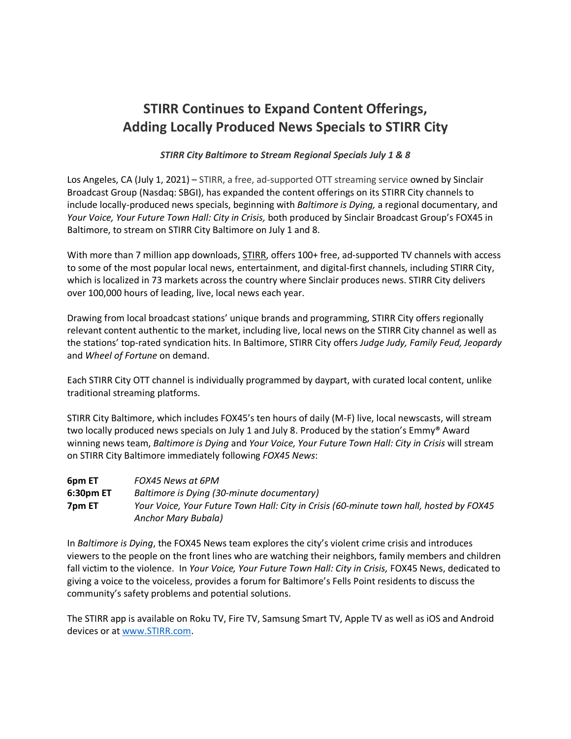# STIRR Continues to Expand Content Offerings, Adding Locally Produced News Specials to STIRR City

***STIRR City Baltimore to Stream Regional Specials July 1 & 8***

Los Angeles, CA (July 1, 2021) – STIRR, a free, ad-supported OTT streaming service owned by Sinclair Broadcast Group (Nasdaq: SBGI), has expanded the content offerings on its STIRR City channels to include locally-produced news specials, beginning with *Baltimore is Dying,* a regional documentary, and *Your Voice, Your Future Town Hall: City in Crisis,* both produced by Sinclair Broadcast Group's FOX45 in Baltimore, to stream on STIRR City Baltimore on July 1 and 8.

With more than 7 million app downloads, STIRR, offers 100+ free, ad-supported TV channels with access to some of the most popular local news, entertainment, and digital-first channels, including STIRR City, which is localized in 73 markets across the country where Sinclair produces news. STIRR City delivers over 100,000 hours of leading, live, local news each year.

Drawing from local broadcast stations' unique brands and programming, STIRR City offers regionally relevant content authentic to the market, including live, local news on the STIRR City channel as well as the stations' top-rated syndication hits. In Baltimore, STIRR City offers *Judge Judy, Family Feud, Jeopardy* and *Wheel of Fortune* on demand.

Each STIRR City OTT channel is individually programmed by daypart, with curated local content, unlike traditional streaming platforms.

STIRR City Baltimore, which includes FOX45's ten hours of daily (M-F) live, local newscasts, will stream two locally produced news specials on July 1 and July 8. Produced by the station's Emmy® Award winning news team, *Baltimore is Dying* and *Your Voice, Your Future Town Hall: City in Crisis* will stream on STIRR City Baltimore immediately following *FOX45 News*:

| | |
|---|---|
| **6pm ET** | *FOX45 News at 6PM* |
| **6:30pm ET** | *Baltimore is Dying (30-minute documentary)* |
| **7pm ET** | *Your Voice, Your Future Town Hall: City in Crisis (60-minute town hall, hosted by FOX45 Anchor Mary Bubala)* |

In *Baltimore is Dying*, the FOX45 News team explores the city's violent crime crisis and introduces viewers to the people on the front lines who are watching their neighbors, family members and children fall victim to the violence. In *Your Voice, Your Future Town Hall: City in Crisis,* FOX45 News, dedicated to giving a voice to the voiceless, provides a forum for Baltimore's Fells Point residents to discuss the community's safety problems and potential solutions.

The STIRR app is available on Roku TV, Fire TV, Samsung Smart TV, Apple TV as well as iOS and Android devices or at www.STIRR.com.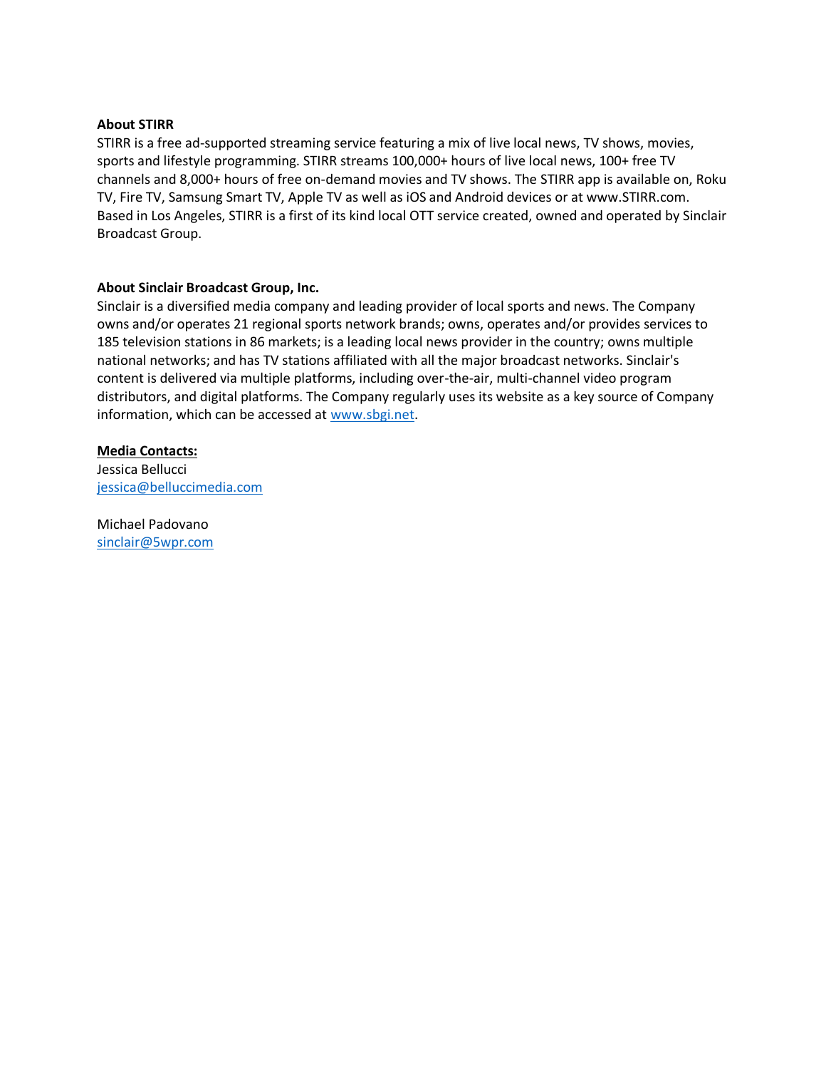**About STIRR**

STIRR is a free ad-supported streaming service featuring a mix of live local news, TV shows, movies, sports and lifestyle programming. STIRR streams 100,000+ hours of live local news, 100+ free TV channels and 8,000+ hours of free on-demand movies and TV shows. The STIRR app is available on, Roku TV, Fire TV, Samsung Smart TV, Apple TV as well as iOS and Android devices or at www.STIRR.com. Based in Los Angeles, STIRR is a first of its kind local OTT service created, owned and operated by Sinclair Broadcast Group.

**About Sinclair Broadcast Group, Inc.**

Sinclair is a diversified media company and leading provider of local sports and news. The Company owns and/or operates 21 regional sports network brands; owns, operates and/or provides services to 185 television stations in 86 markets; is a leading local news provider in the country; owns multiple national networks; and has TV stations affiliated with all the major broadcast networks. Sinclair's content is delivered via multiple platforms, including over-the-air, multi-channel video program distributors, and digital platforms. The Company regularly uses its website as a key source of Company information, which can be accessed at www.sbgi.net.

**Media Contacts:**

Jessica Bellucci
jessica@belluccimedia.com

Michael Padovano
sinclair@5wpr.com